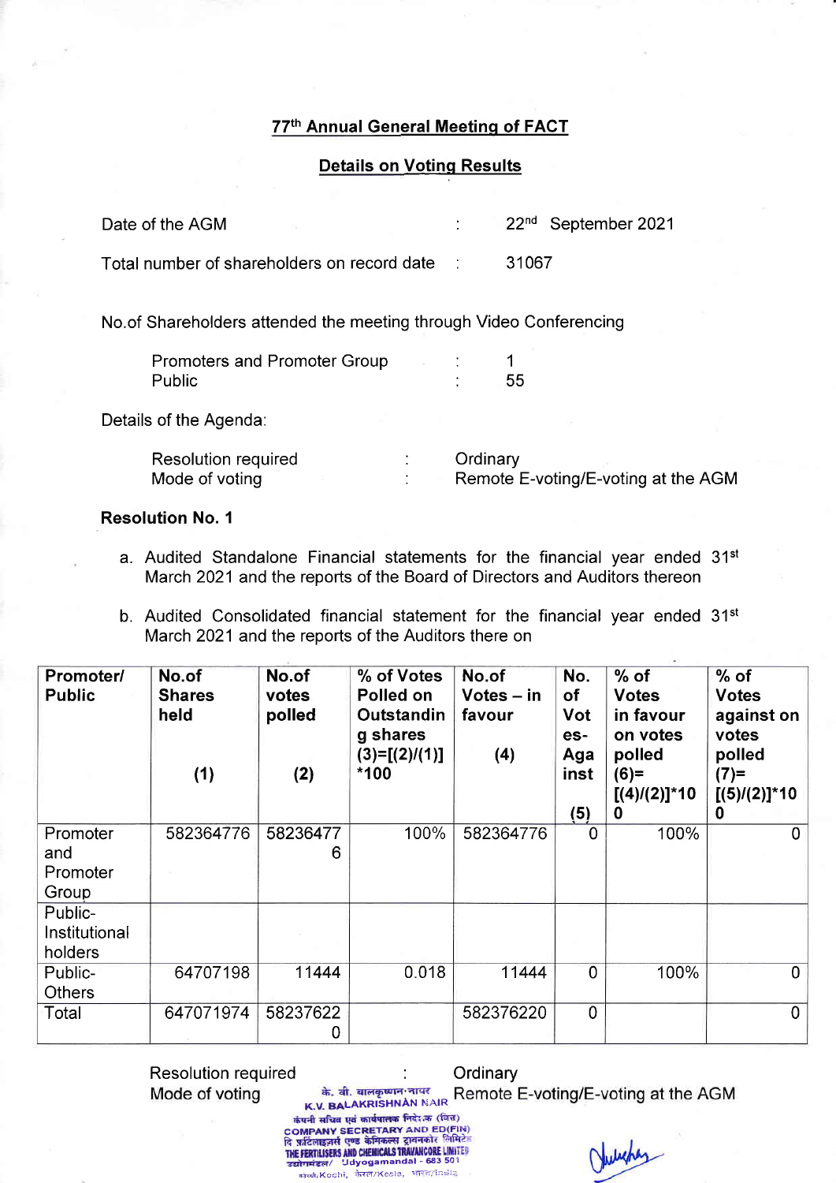## 77th Annual General Meeting of FACT

### Details on Voting Results

Date of the AGM : 22nd September 2021

Total number of shareholders on record date : 31067

No.of Shareholders attended the meeting through Video Conferencing

Promoters and Promoter Group : 1
Public : 55

Details of the Agenda:

Resolution required : Ordinary
Mode of voting : Remote E-voting/E-voting at the AGM

**Resolution No. 1**

a. Audited Standalone Financial statements for the financial year ended 31st March 2021 and the reports of the Board of Directors and Auditors thereon

b. Audited Consolidated financial statement for the financial year ended 31st March 2021 and the reports of the Auditors there on

| Promoter/ Public | No.of Shares held (1) | No.of votes polled (2) | % of Votes Polled on Outstanding shares (3)=[(2)/(1)]*100 | No.of Votes – in favour (4) | No. of Votes-Against (5) | % of Votes in favour on votes polled (6)=[(4)/(2)]*100 | % of Votes against on votes polled (7)=[(5)/(2)]*100 |
|---|---|---|---|---|---|---|---|
| Promoter and Promoter Group | 582364776 | 582364776 | 100% | 582364776 | 0 | 100% | 0 |
| Public-Institutional holders | | | | | | | |
| Public-Others | 64707198 | 11444 | 0.018 | 11444 | 0 | 100% | 0 |
| Total | 647071974 | 582376220 | | 582376220 | 0 | | 0 |

Resolution required : Ordinary
Mode of voting : Remote E-voting/E-voting at the AGM

के. वी. बालकृष्णन नायर
K.V. BALAKRISHNAN NAIR
कंपनी सचिव एवं कार्यपालक निदेशक (वित्त)
COMPANY SECRETARY AND ED(FIN)
THE FERTILISERS AND CHEMICALS TRAVANCORE LIMITED
Udyogamandal - 683 501
Kochi, Kerala, India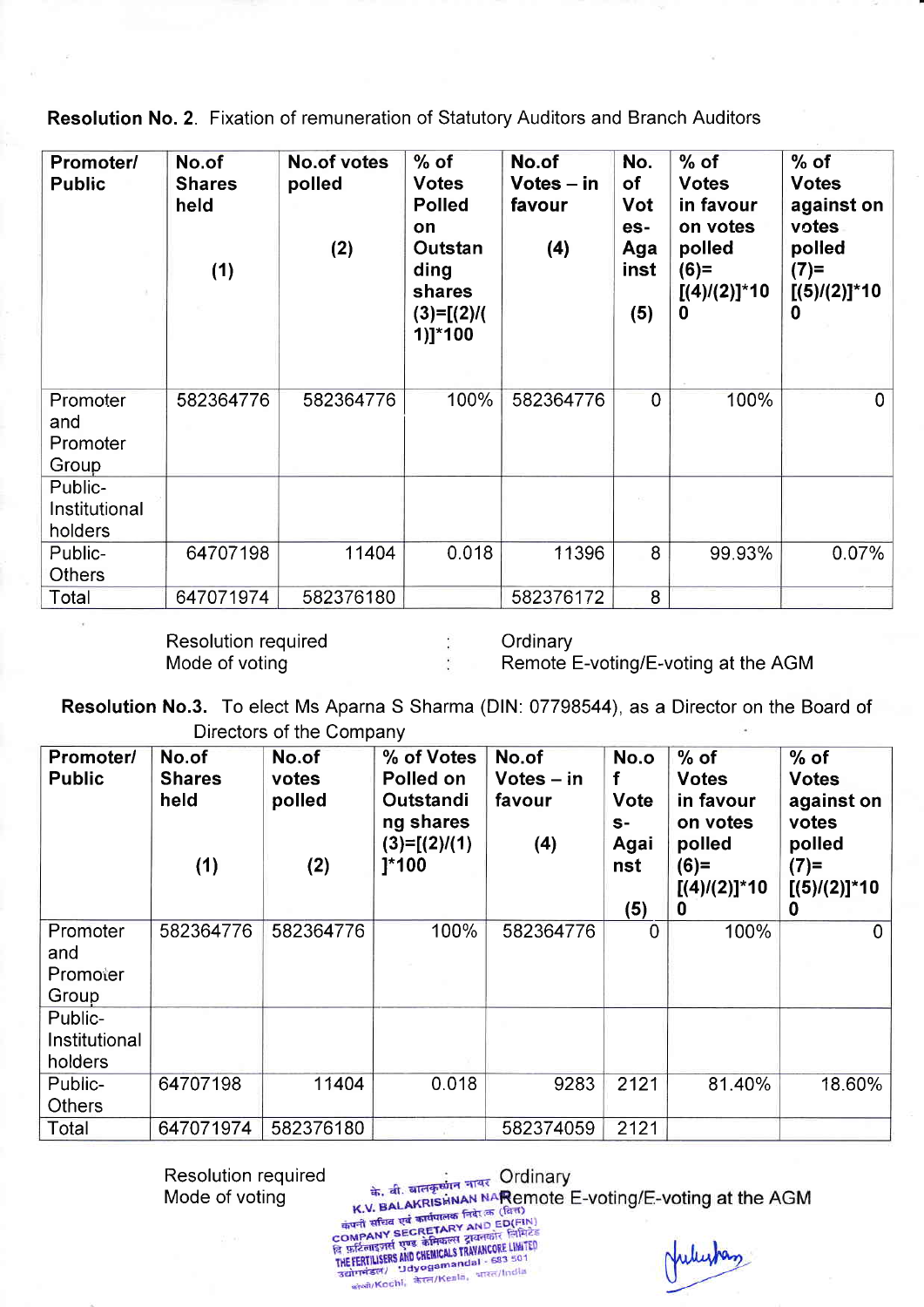**Resolution No. 2**. Fixation of remuneration of Statutory Auditors and Branch Auditors

| Promoter/ Public | No.of Shares held (1) | No.of votes polled (2) | % of Votes Polled on Outstanding shares (3)=[(2)/(1)]*100 | No.of Votes – in favour (4) | No. of Votes-Against (5) | % of Votes in favour on votes polled (6)= [(4)/(2)]*100 | % of Votes against on votes polled (7)= [(5)/(2)]*100 |
|---|---|---|---|---|---|---|---|
| Promoter and Promoter Group | 582364776 | 582364776 | 100% | 582364776 | 0 | 100% | 0 |
| Public-Institutional holders | | | | | | | |
| Public-Others | 64707198 | 11404 | 0.018 | 11396 | 8 | 99.93% | 0.07% |
| Total | 647071974 | 582376180 | | 582376172 | 8 | | |

Resolution required : Ordinary
Mode of voting : Remote E-voting/E-voting at the AGM

**Resolution No.3.** To elect Ms Aparna S Sharma (DIN: 07798544), as a Director on the Board of Directors of the Company

| Promoter/ Public | No.of Shares held (1) | No.of votes polled (2) | % of Votes Polled on Outstanding shares (3)=[(2)/(1)]*100 | No.of Votes – in favour (4) | No.of Votes-Against (5) | % of Votes in favour on votes polled (6)= [(4)/(2)]*100 | % of Votes against on votes polled (7)= [(5)/(2)]*100 |
|---|---|---|---|---|---|---|---|
| Promoter and Promoter Group | 582364776 | 582364776 | 100% | 582364776 | 0 | 100% | 0 |
| Public-Institutional holders | | | | | | | |
| Public-Others | 64707198 | 11404 | 0.018 | 9283 | 2121 | 81.40% | 18.60% |
| Total | 647071974 | 582376180 | | 582374059 | 2121 | | |

Resolution required : Ordinary
Mode of voting : Remote E-voting/E-voting at the AGM

के. वी. बालकृष्णन नायर
K.V. BALAKRISHNAN NAIR
कंपनी सचिव एवं कार्यपालक निदेशक (वित्त)
COMPANY SECRETARY AND ED(FIN)
दि फर्टिलाइज़र्स एण्ड केमिकल्स ट्रावनकोर लिमिटेड
THE FERTILISERS AND CHEMICALS TRAVANCORE LIMITED
उद्योगमंडल/ Udyogamandal - 683 501
कोच्ची/Kochi, केरल/Kerala, भारत/India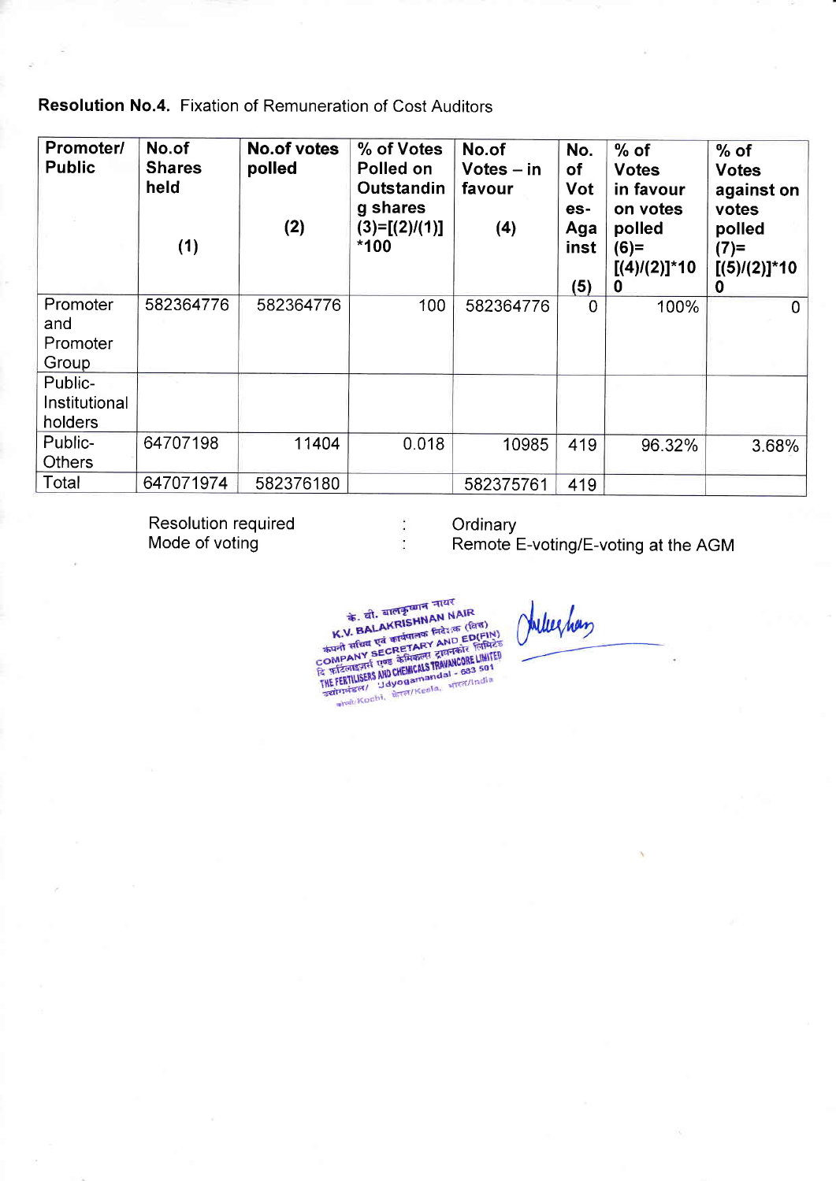**Resolution No.4.** Fixation of Remuneration of Cost Auditors

| Promoter/ Public | No.of Shares held (1) | No.of votes polled (2) | % of Votes Polled on Outstanding shares (3)=[(2)/(1)]*100 | No.of Votes – in favour (4) | No. of Votes-Against (5) | % of Votes in favour on votes polled (6)=[(4)/(2)]*100 | % of Votes against on votes polled (7)=[(5)/(2)]*100 |
|---|---|---|---|---|---|---|---|
| Promoter and Promoter Group | 582364776 | 582364776 | 100 | 582364776 | 0 | 100% | 0 |
| Public-Institutional holders | | | | | | | |
| Public-Others | 64707198 | 11404 | 0.018 | 10985 | 419 | 96.32% | 3.68% |
| Total | 647071974 | 582376180 | | 582375761 | 419 | | |

Resolution required : Ordinary
Mode of voting : Remote E-voting/E-voting at the AGM

के. वी. बालकृष्णन नायर
K.V. BALAKRISHNAN NAIR
कंपनी सचिव एवं कार्यपालक निदेशक (वित्त)
COMPANY SECRETARY AND ED(FIN)
दि फर्टिलाइज़र्स एण्ड केमिकल्स ट्रावनकोर लिमिटेड
THE FERTILISERS AND CHEMICALS TRAVANCORE LIMITED
उद्योगमंडल/ Udyogamandal - 683 501
कोच्ची/Kochi, केरल/Kerala, भारत/India